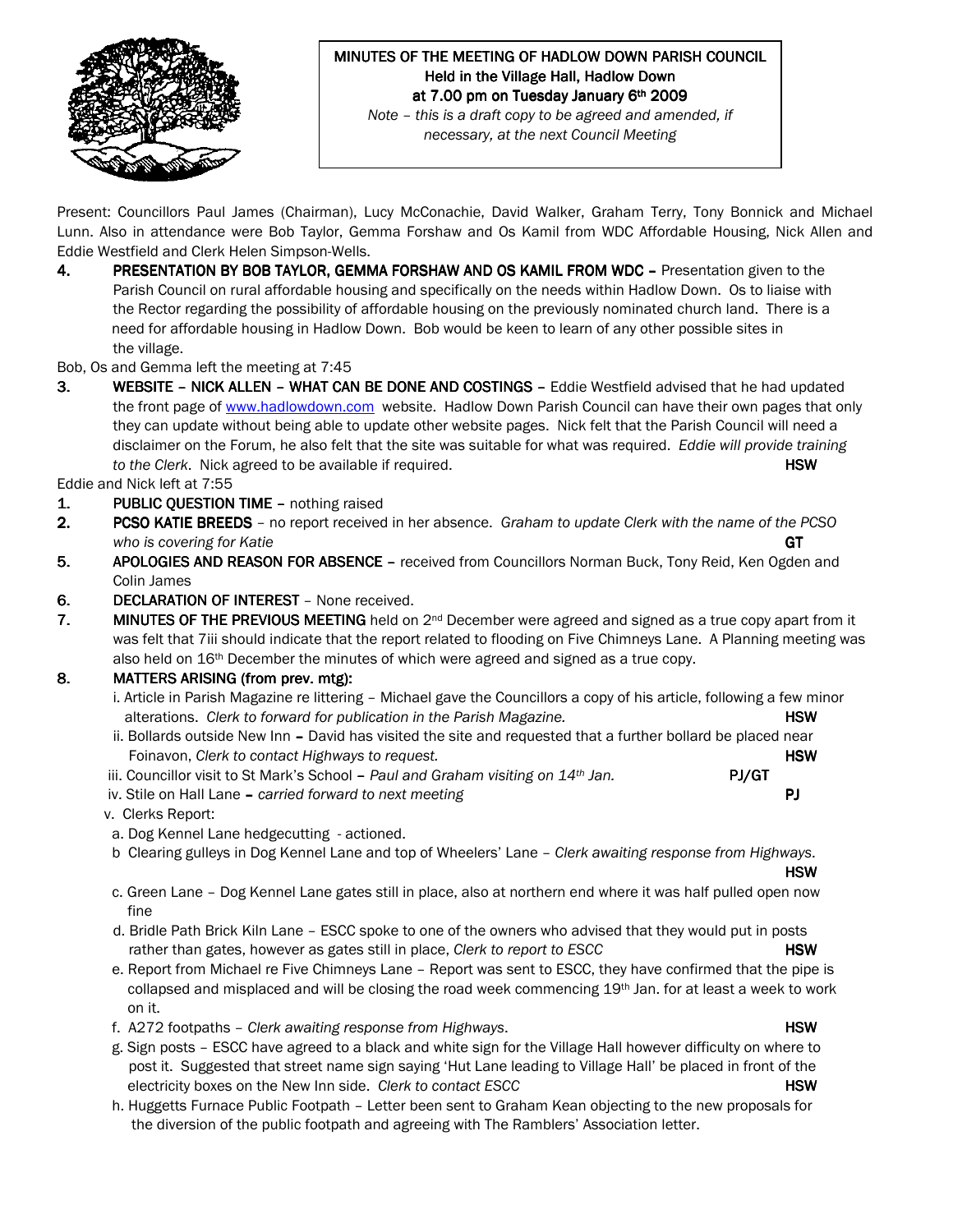# MINUTES OF THE MEETING OF HADLOW DOWN PARISH COUNCIL

**Held in the Village Hall, Hadlow Down**
**at 7.00 pm on Tuesday January 6th 2009**

*Note – this is a draft copy to be agreed and amended, if necessary, at the next Council Meeting*

Present: Councillors Paul James (Chairman), Lucy McConachie, David Walker, Graham Terry, Tony Bonnick and Michael Lunn. Also in attendance were Bob Taylor, Gemma Forshaw and Os Kamil from WDC Affordable Housing, Nick Allen and Eddie Westfield and Clerk Helen Simpson-Wells.

**4. PRESENTATION BY BOB TAYLOR, GEMMA FORSHAW AND OS KAMIL FROM WDC –** Presentation given to the Parish Council on rural affordable housing and specifically on the needs within Hadlow Down. Os to liaise with the Rector regarding the possibility of affordable housing on the previously nominated church land. There is a need for affordable housing in Hadlow Down. Bob would be keen to learn of any other possible sites in the village.

Bob, Os and Gemma left the meeting at 7:45

**3. WEBSITE – NICK ALLEN – WHAT CAN BE DONE AND COSTINGS –** Eddie Westfield advised that he had updated the front page of www.hadlowdown.com website. Hadlow Down Parish Council can have their own pages that only they can update without being able to update other website pages. Nick felt that the Parish Council will need a disclaimer on the Forum, he also felt that the site was suitable for what was required. *Eddie will provide training to the Clerk*. Nick agreed to be available if required. **HSW**

Eddie and Nick left at 7:55

**1. PUBLIC QUESTION TIME –** nothing raised

**2. PCSO KATIE BREEDS** – no report received in her absence. *Graham to update Clerk with the name of the PCSO who is covering for Katie* **GT**

**5. APOLOGIES AND REASON FOR ABSENCE –** received from Councillors Norman Buck, Tony Reid, Ken Ogden and Colin James

**6. DECLARATION OF INTEREST** – None received.

**7. MINUTES OF THE PREVIOUS MEETING** held on 2nd December were agreed and signed as a true copy apart from it was felt that 7iii should indicate that the report related to flooding on Five Chimneys Lane. A Planning meeting was also held on 16th December the minutes of which were agreed and signed as a true copy.

**8. MATTERS ARISING (from prev. mtg):**

i. Article in Parish Magazine re littering – Michael gave the Councillors a copy of his article, following a few minor alterations. *Clerk to forward for publication in the Parish Magazine.* **HSW**

ii. Bollards outside New Inn **–** David has visited the site and requested that a further bollard be placed near Foinavon, *Clerk to contact Highways to request.* **HSW**

iii. Councillor visit to St Mark's School **–** *Paul and Graham visiting on 14th Jan.* **PJ/GT**

iv. Stile on Hall Lane **–** *carried forward to next meeting* **PJ**

v. Clerks Report:

a. Dog Kennel Lane hedgecutting - actioned.

b Clearing gulleys in Dog Kennel Lane and top of Wheelers' Lane – *Clerk awaiting response from Highways*. **HSW**

c. Green Lane – Dog Kennel Lane gates still in place, also at northern end where it was half pulled open now fine

d. Bridle Path Brick Kiln Lane – ESCC spoke to one of the owners who advised that they would put in posts rather than gates, however as gates still in place, *Clerk to report to ESCC* **HSW**

e. Report from Michael re Five Chimneys Lane – Report was sent to ESCC, they have confirmed that the pipe is collapsed and misplaced and will be closing the road week commencing 19th Jan. for at least a week to work on it.

f. A272 footpaths – *Clerk awaiting response from Highways*. **HSW**

g. Sign posts – ESCC have agreed to a black and white sign for the Village Hall however difficulty on where to post it. Suggested that street name sign saying 'Hut Lane leading to Village Hall' be placed in front of the electricity boxes on the New Inn side. *Clerk to contact ESCC* **HSW**

h. Huggetts Furnace Public Footpath – Letter been sent to Graham Kean objecting to the new proposals for the diversion of the public footpath and agreeing with The Ramblers' Association letter.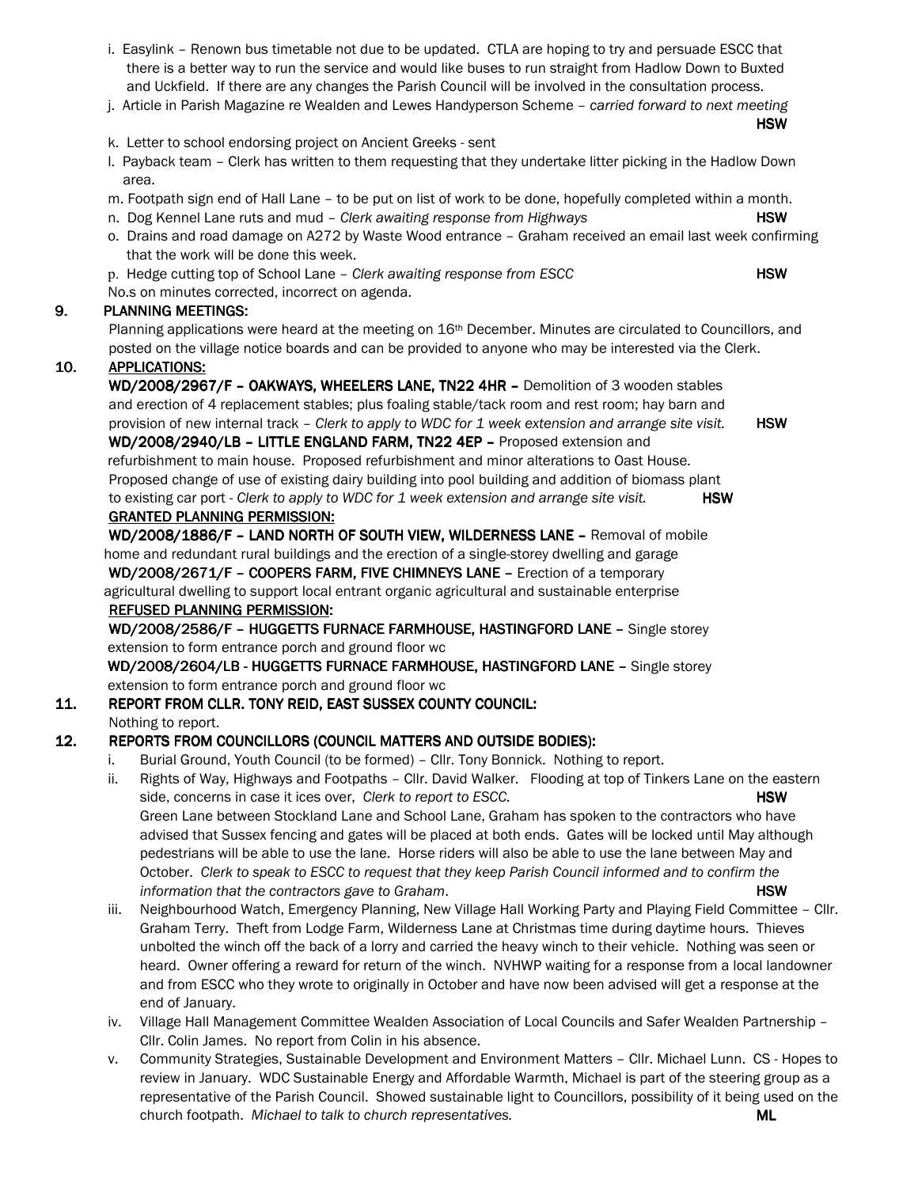i. Easylink – Renown bus timetable not due to be updated. CTLA are hoping to try and persuade ESCC that there is a better way to run the service and would like buses to run straight from Hadlow Down to Buxted and Uckfield. If there are any changes the Parish Council will be involved in the consultation process.

j. Article in Parish Magazine re Wealden and Lewes Handyperson Scheme – *carried forward to next meeting* **HSW**

k. Letter to school endorsing project on Ancient Greeks - sent

l. Payback team – Clerk has written to them requesting that they undertake litter picking in the Hadlow Down area.

m. Footpath sign end of Hall Lane – to be put on list of work to be done, hopefully completed within a month.

n. Dog Kennel Lane ruts and mud – *Clerk awaiting response from Highways* **HSW**

o. Drains and road damage on A272 by Waste Wood entrance – Graham received an email last week confirming that the work will be done this week.

p. Hedge cutting top of School Lane – *Clerk awaiting response from ESCC* **HSW**

No.s on minutes corrected, incorrect on agenda.

## 9. PLANNING MEETINGS:

Planning applications were heard at the meeting on 16th December. Minutes are circulated to Councillors, and posted on the village notice boards and can be provided to anyone who may be interested via the Clerk.

## 10. APPLICATIONS:

**WD/2008/2967/F – OAKWAYS, WHEELERS LANE, TN22 4HR –** Demolition of 3 wooden stables and erection of 4 replacement stables; plus foaling stable/tack room and rest room; hay barn and provision of new internal track – *Clerk to apply to WDC for 1 week extension and arrange site visit.* **HSW**

**WD/2008/2940/LB – LITTLE ENGLAND FARM, TN22 4EP –** Proposed extension and refurbishment to main house. Proposed refurbishment and minor alterations to Oast House. Proposed change of use of existing dairy building into pool building and addition of biomass plant to existing car port - *Clerk to apply to WDC for 1 week extension and arrange site visit.* **HSW**

**GRANTED PLANNING PERMISSION:**

**WD/2008/1886/F – LAND NORTH OF SOUTH VIEW, WILDERNESS LANE –** Removal of mobile home and redundant rural buildings and the erection of a single-storey dwelling and garage

**WD/2008/2671/F – COOPERS FARM, FIVE CHIMNEYS LANE –** Erection of a temporary agricultural dwelling to support local entrant organic agricultural and sustainable enterprise

**REFUSED PLANNING PERMISSION:**

**WD/2008/2586/F – HUGGETTS FURNACE FARMHOUSE, HASTINGFORD LANE –** Single storey extension to form entrance porch and ground floor wc

**WD/2008/2604/LB - HUGGETTS FURNACE FARMHOUSE, HASTINGFORD LANE –** Single storey extension to form entrance porch and ground floor wc

## 11. REPORT FROM CLLR. TONY REID, EAST SUSSEX COUNTY COUNCIL:

Nothing to report.

## 12. REPORTS FROM COUNCILLORS (COUNCIL MATTERS AND OUTSIDE BODIES):

i. Burial Ground, Youth Council (to be formed) – Cllr. Tony Bonnick. Nothing to report.

ii. Rights of Way, Highways and Footpaths – Cllr. David Walker. Flooding at top of Tinkers Lane on the eastern side, concerns in case it ices over, *Clerk to report to ESCC.* **HSW**
Green Lane between Stockland Lane and School Lane, Graham has spoken to the contractors who have advised that Sussex fencing and gates will be placed at both ends. Gates will be locked until May although pedestrians will be able to use the lane. Horse riders will also be able to use the lane between May and October. *Clerk to speak to ESCC to request that they keep Parish Council informed and to confirm the information that the contractors gave to Graham.* **HSW**

iii. Neighbourhood Watch, Emergency Planning, New Village Hall Working Party and Playing Field Committee – Cllr. Graham Terry. Theft from Lodge Farm, Wilderness Lane at Christmas time during daytime hours. Thieves unbolted the winch off the back of a lorry and carried the heavy winch to their vehicle. Nothing was seen or heard. Owner offering a reward for return of the winch. NVHWP waiting for a response from a local landowner and from ESCC who they wrote to originally in October and have now been advised will get a response at the end of January.

iv. Village Hall Management Committee Wealden Association of Local Councils and Safer Wealden Partnership – Cllr. Colin James. No report from Colin in his absence.

v. Community Strategies, Sustainable Development and Environment Matters – Cllr. Michael Lunn. CS - Hopes to review in January. WDC Sustainable Energy and Affordable Warmth, Michael is part of the steering group as a representative of the Parish Council. Showed sustainable light to Councillors, possibility of it being used on the church footpath. *Michael to talk to church representatives.* **ML**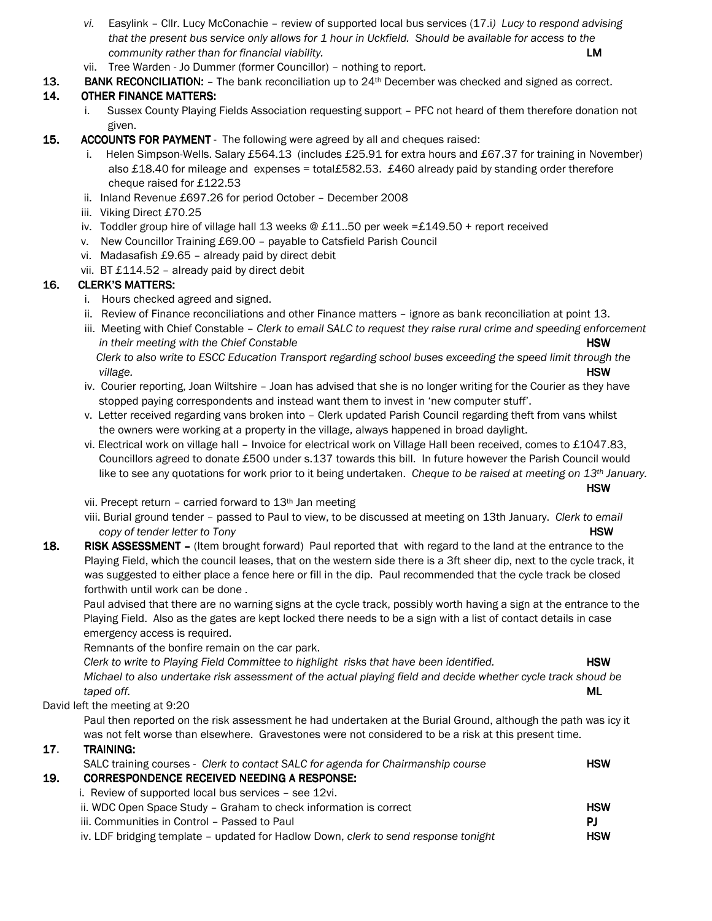*vi.* Easylink – Cllr. Lucy McConachie – review of supported local bus services (17.i*) Lucy to respond advising that the present bus service only allows for 1 hour in Uckfield. Should be available for access to the community rather than for financial viability.* **LM**

vii. Tree Warden - Jo Dummer (former Councillor) – nothing to report.

**13. BANK RECONCILIATION:** – The bank reconciliation up to 24th December was checked and signed as correct.

**14. OTHER FINANCE MATTERS:**

i. Sussex County Playing Fields Association requesting support – PFC not heard of them therefore donation not given.

**15. ACCOUNTS FOR PAYMENT** - The following were agreed by all and cheques raised:

i. Helen Simpson-Wells. Salary £564.13 (includes £25.91 for extra hours and £67.37 for training in November) also £18.40 for mileage and expenses = total£582.53. £460 already paid by standing order therefore cheque raised for £122.53
ii. Inland Revenue £697.26 for period October – December 2008
iii. Viking Direct £70.25
iv. Toddler group hire of village hall 13 weeks @ £11..50 per week =£149.50 + report received
v. New Councillor Training £69.00 – payable to Catsfield Parish Council
vi. Madasafish £9.65 – already paid by direct debit
vii. BT £114.52 – already paid by direct debit

**16. CLERK'S MATTERS:**

i. Hours checked agreed and signed.
ii. Review of Finance reconciliations and other Finance matters – ignore as bank reconciliation at point 13.
iii. Meeting with Chief Constable – *Clerk to email SALC to request they raise rural crime and speeding enforcement in their meeting with the Chief Constable* **HSW**
*Clerk to also write to ESCC Education Transport regarding school buses exceeding the speed limit through the village.* **HSW**
iv. Courier reporting, Joan Wiltshire – Joan has advised that she is no longer writing for the Courier as they have stopped paying correspondents and instead want them to invest in 'new computer stuff'.
v. Letter received regarding vans broken into – Clerk updated Parish Council regarding theft from vans whilst the owners were working at a property in the village, always happened in broad daylight.
vi. Electrical work on village hall – Invoice for electrical work on Village Hall been received, comes to £1047.83, Councillors agreed to donate £500 under s.137 towards this bill. In future however the Parish Council would like to see any quotations for work prior to it being undertaken. *Cheque to be raised at meeting on 13th January.* **HSW**
vii. Precept return – carried forward to 13th Jan meeting
viii. Burial ground tender – passed to Paul to view, to be discussed at meeting on 13th January. *Clerk to email copy of tender letter to Tony* **HSW**

**18. RISK ASSESSMENT –** (Item brought forward) Paul reported that with regard to the land at the entrance to the Playing Field, which the council leases, that on the western side there is a 3ft sheer dip, next to the cycle track, it was suggested to either place a fence here or fill in the dip. Paul recommended that the cycle track be closed forthwith until work can be done .

Paul advised that there are no warning signs at the cycle track, possibly worth having a sign at the entrance to the Playing Field. Also as the gates are kept locked there needs to be a sign with a list of contact details in case emergency access is required.

Remnants of the bonfire remain on the car park.

*Clerk to write to Playing Field Committee to highlight risks that have been identified.* **HSW**

*Michael to also undertake risk assessment of the actual playing field and decide whether cycle track shoud be taped off.* **ML**

David left the meeting at 9:20

Paul then reported on the risk assessment he had undertaken at the Burial Ground, although the path was icy it was not felt worse than elsewhere. Gravestones were not considered to be a risk at this present time.

**17. TRAINING:**

SALC training courses - *Clerk to contact SALC for agenda for Chairmanship course* **HSW**

**19. CORRESPONDENCE RECEIVED NEEDING A RESPONSE:**

i. Review of supported local bus services – see 12vi.
ii. WDC Open Space Study – Graham to check information is correct **HSW**
iii. Communities in Control – Passed to Paul **PJ**
iv. LDF bridging template – updated for Hadlow Down, *clerk to send response tonight* **HSW**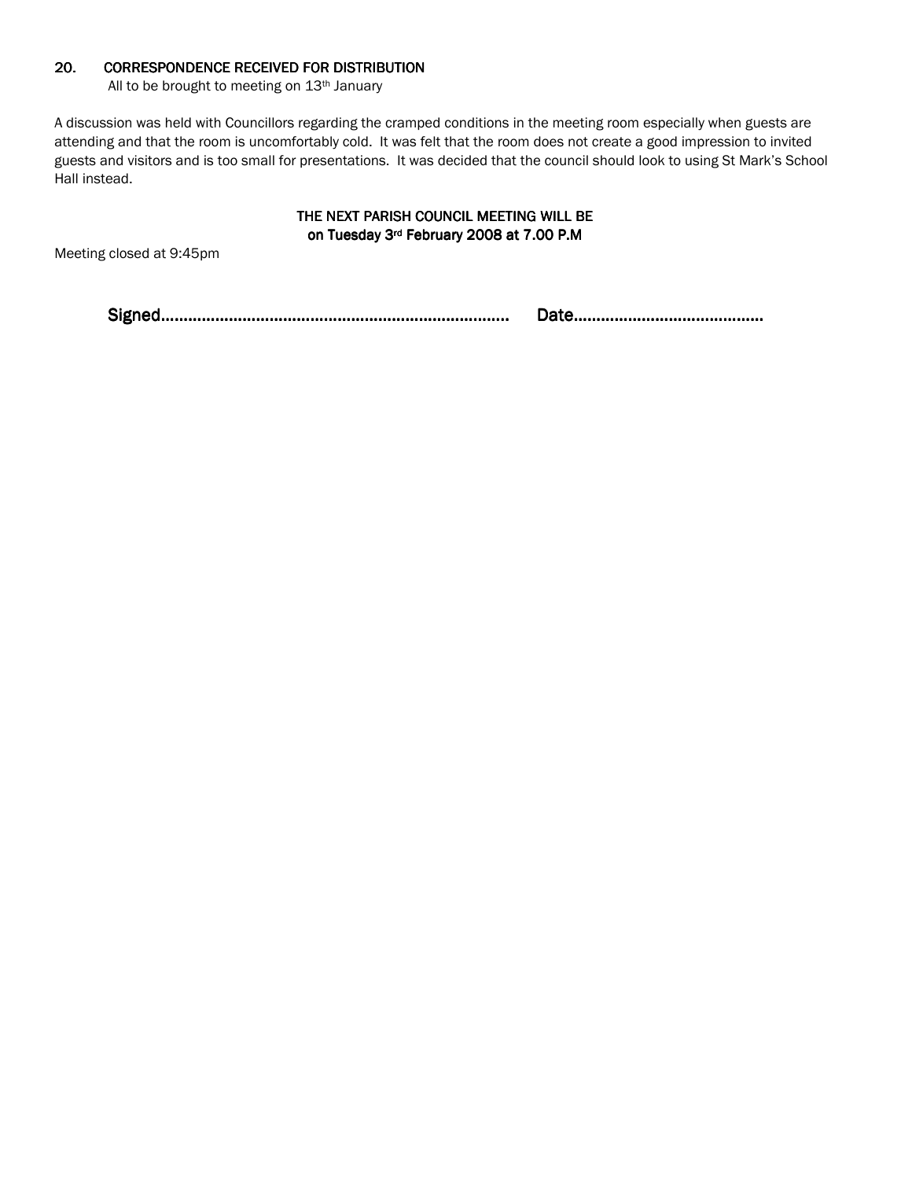## 20. CORRESPONDENCE RECEIVED FOR DISTRIBUTION

All to be brought to meeting on 13th January

A discussion was held with Councillors regarding the cramped conditions in the meeting room especially when guests are attending and that the room is uncomfortably cold. It was felt that the room does not create a good impression to invited guests and visitors and is too small for presentations. It was decided that the council should look to using St Mark's School Hall instead.

**THE NEXT PARISH COUNCIL MEETING WILL BE on Tuesday 3rd February 2008 at 7.00 P.M**

Meeting closed at 9:45pm

Signed………………………………………………………………… Date……………………………………